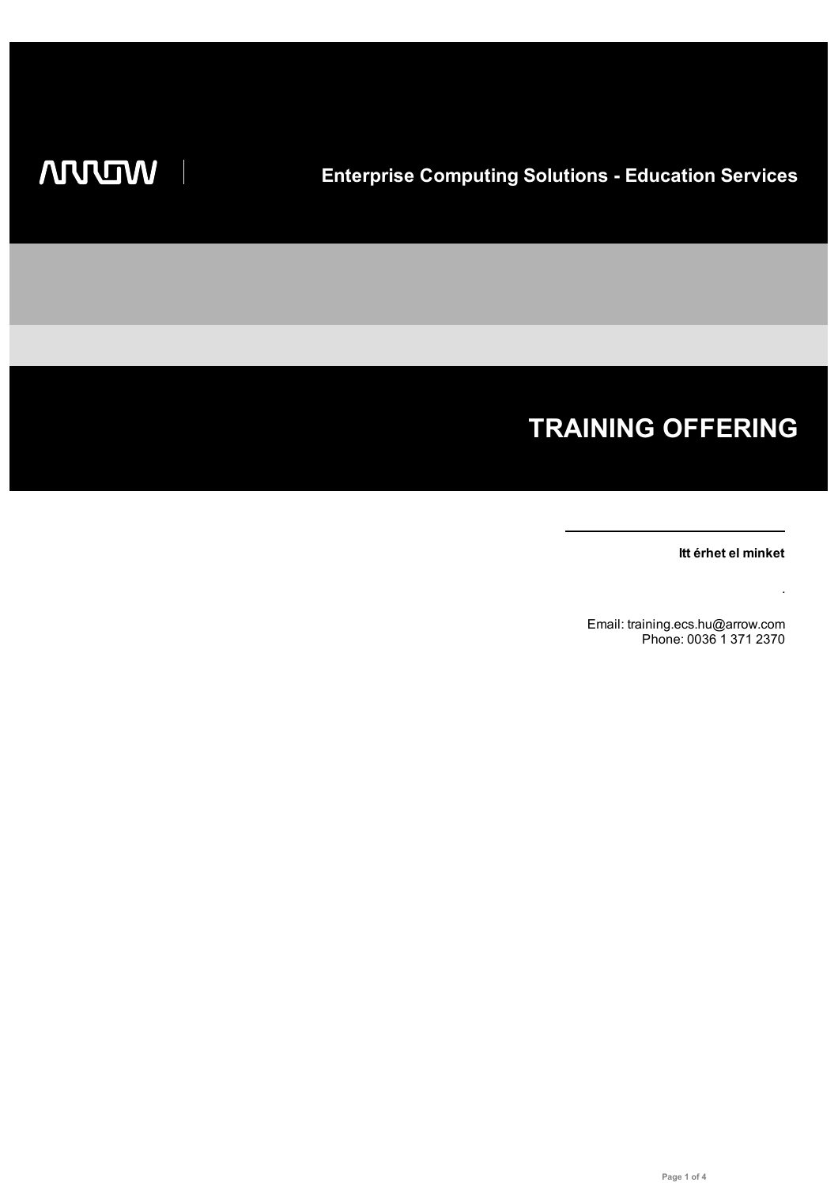ARROW

**Enterprise Computing Solutions - Education Services**

# TRAINING OFFERING

**Itt érhet el minket**

.

Email: training.ecs.hu@arrow.com
Phone: 0036 1 371 2370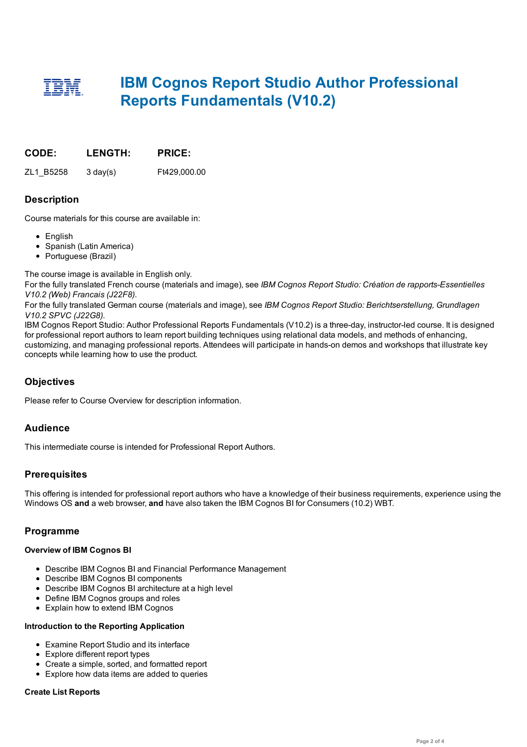# IBM Cognos Report Studio Author Professional Reports Fundamentals (V10.2)

| CODE: | LENGTH: | PRICE: |
| --- | --- | --- |
| ZL1_B5258 | 3 day(s) | Ft429,000.00 |

## Description

Course materials for this course are available in:

- English
- Spanish (Latin America)
- Portuguese (Brazil)

The course image is available in English only.
For the fully translated French course (materials and image), see *IBM Cognos Report Studio: Création de rapports-Essentielles V10.2 (Web) Francais (J22F8)*.
For the fully translated German course (materials and image), see *IBM Cognos Report Studio: Berichtserstellung, Grundlagen V10.2 SPVC (J22G8)*.
IBM Cognos Report Studio: Author Professional Reports Fundamentals (V10.2) is a three-day, instructor-led course. It is designed for professional report authors to learn report building techniques using relational data models, and methods of enhancing, customizing, and managing professional reports. Attendees will participate in hands-on demos and workshops that illustrate key concepts while learning how to use the product.

## Objectives

Please refer to Course Overview for description information.

## Audience

This intermediate course is intended for Professional Report Authors.

## Prerequisites

This offering is intended for professional report authors who have a knowledge of their business requirements, experience using the Windows OS **and** a web browser, **and** have also taken the IBM Cognos BI for Consumers (10.2) WBT.

## Programme

#### Overview of IBM Cognos BI

- Describe IBM Cognos BI and Financial Performance Management
- Describe IBM Cognos BI components
- Describe IBM Cognos BI architecture at a high level
- Define IBM Cognos groups and roles
- Explain how to extend IBM Cognos

#### Introduction to the Reporting Application

- Examine Report Studio and its interface
- Explore different report types
- Create a simple, sorted, and formatted report
- Explore how data items are added to queries

#### Create List Reports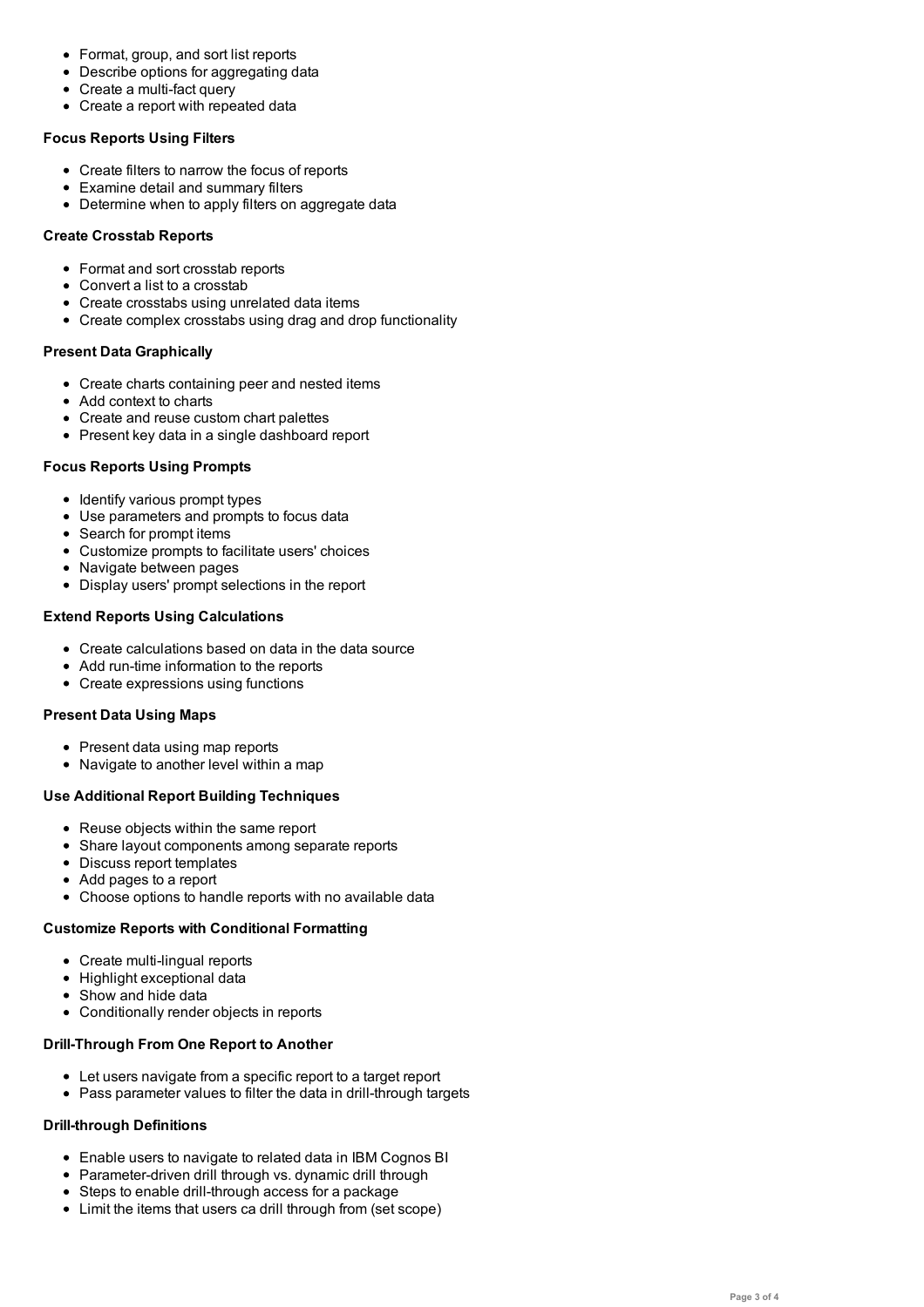- Format, group, and sort list reports
- Describe options for aggregating data
- Create a multi-fact query
- Create a report with repeated data

**Focus Reports Using Filters**

- Create filters to narrow the focus of reports
- Examine detail and summary filters
- Determine when to apply filters on aggregate data

**Create Crosstab Reports**

- Format and sort crosstab reports
- Convert a list to a crosstab
- Create crosstabs using unrelated data items
- Create complex crosstabs using drag and drop functionality

**Present Data Graphically**

- Create charts containing peer and nested items
- Add context to charts
- Create and reuse custom chart palettes
- Present key data in a single dashboard report

**Focus Reports Using Prompts**

- Identify various prompt types
- Use parameters and prompts to focus data
- Search for prompt items
- Customize prompts to facilitate users' choices
- Navigate between pages
- Display users' prompt selections in the report

**Extend Reports Using Calculations**

- Create calculations based on data in the data source
- Add run-time information to the reports
- Create expressions using functions

**Present Data Using Maps**

- Present data using map reports
- Navigate to another level within a map

**Use Additional Report Building Techniques**

- Reuse objects within the same report
- Share layout components among separate reports
- Discuss report templates
- Add pages to a report
- Choose options to handle reports with no available data

**Customize Reports with Conditional Formatting**

- Create multi-lingual reports
- Highlight exceptional data
- Show and hide data
- Conditionally render objects in reports

**Drill-Through From One Report to Another**

- Let users navigate from a specific report to a target report
- Pass parameter values to filter the data in drill-through targets

**Drill-through Definitions**

- Enable users to navigate to related data in IBM Cognos BI
- Parameter-driven drill through vs. dynamic drill through
- Steps to enable drill-through access for a package
- Limit the items that users ca drill through from (set scope)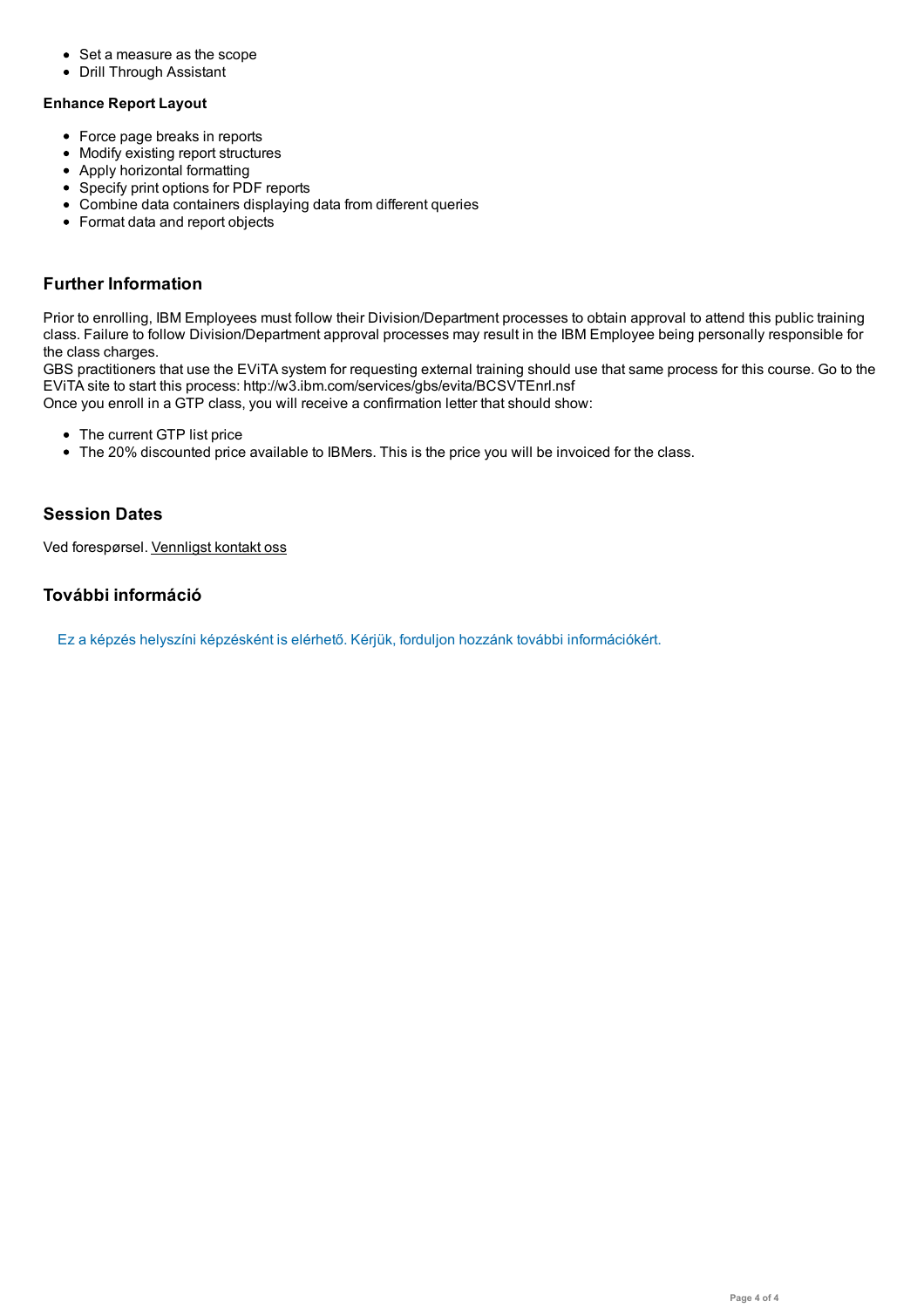- Set a measure as the scope
- Drill Through Assistant

**Enhance Report Layout**

- Force page breaks in reports
- Modify existing report structures
- Apply horizontal formatting
- Specify print options for PDF reports
- Combine data containers displaying data from different queries
- Format data and report objects

## Further Information

Prior to enrolling, IBM Employees must follow their Division/Department processes to obtain approval to attend this public training class. Failure to follow Division/Department approval processes may result in the IBM Employee being personally responsible for the class charges.
GBS practitioners that use the EViTA system for requesting external training should use that same process for this course. Go to the EViTA site to start this process: http://w3.ibm.com/services/gbs/evita/BCSVTEnrl.nsf
Once you enroll in a GTP class, you will receive a confirmation letter that should show:

- The current GTP list price
- The 20% discounted price available to IBMers. This is the price you will be invoiced for the class.

## Session Dates

Ved forespørsel. Vennligst kontakt oss

## További információ

Ez a képzés helyszíni képzésként is elérhető. Kérjük, forduljon hozzánk további információkért.